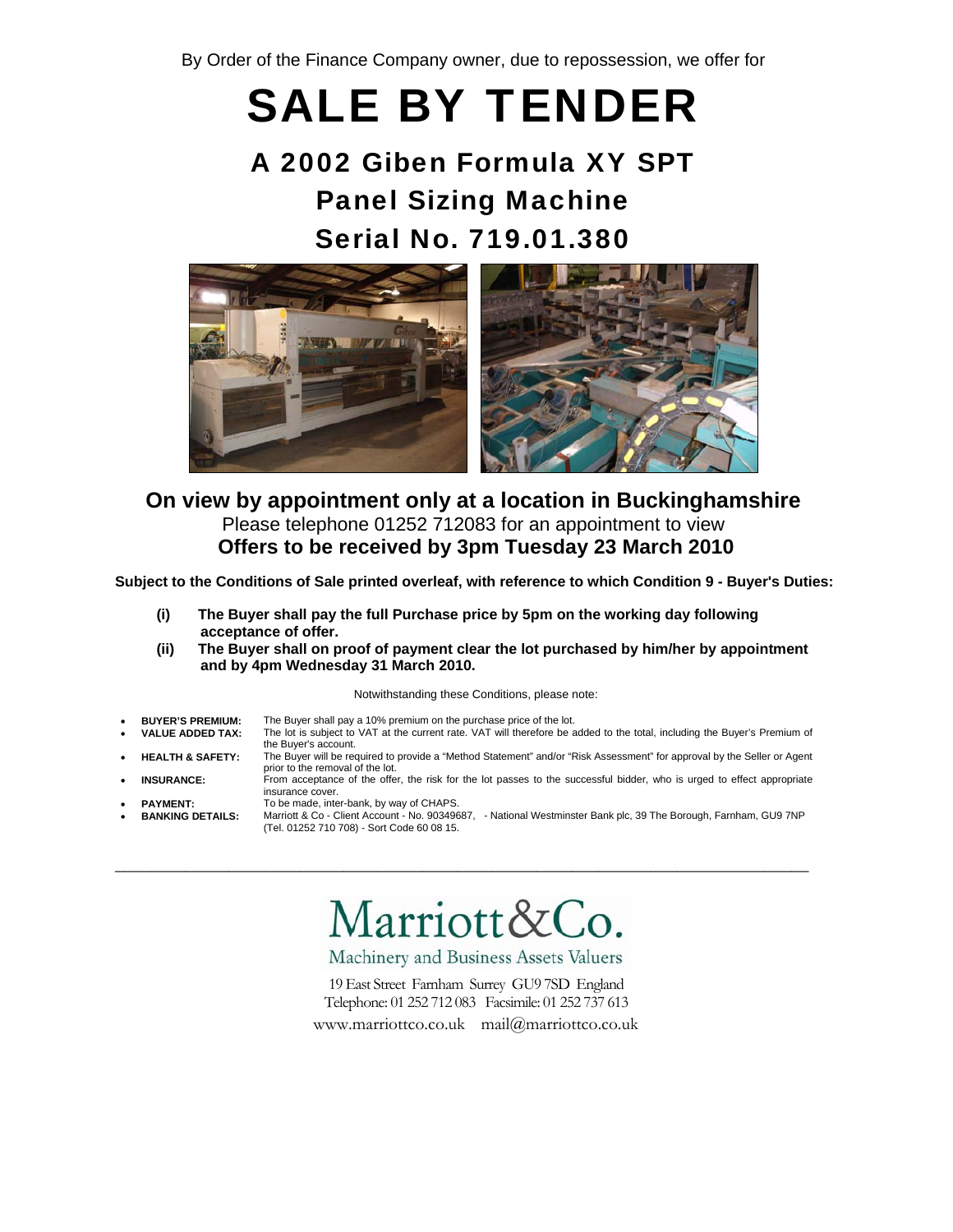By Order of the Finance Company owner, due to repossession, we offer for

# SALE BY TENDER

## A 2002 Giben Formula XY SPT Panel Sizing Machine Serial No. 719.01.380

**On view by appointment only at a location in Buckinghamshire**

Please telephone 01252 712083 for an appointment to view

**Offers to be received by 3pm Tuesday 23 March 2010**

**Subject to the Conditions of Sale printed overleaf, with reference to which Condition 9 - Buyer's Duties:**

**(i) The Buyer shall pay the full Purchase price by 5pm on the working day following acceptance of offer.**

**(ii) The Buyer shall on proof of payment clear the lot purchased by him/her by appointment and by 4pm Wednesday 31 March 2010.**

Notwithstanding these Conditions, please note:

- **BUYER'S PREMIUM:** The Buyer shall pay a 10% premium on the purchase price of the lot.
- **VALUE ADDED TAX:** The lot is subject to VAT at the current rate. VAT will therefore be added to the total, including the Buyer's Premium of the Buyer's account.
- **HEALTH & SAFETY:** The Buyer will be required to provide a "Method Statement" and/or "Risk Assessment" for approval by the Seller or Agent prior to the removal of the lot.
- **INSURANCE:** From acceptance of the offer, the risk for the lot passes to the successful bidder, who is urged to effect appropriate insurance cover.
- **PAYMENT:** To be made, inter-bank, by way of CHAPS.
- **BANKING DETAILS:** Marriott & Co - Client Account - No. 90349687, - National Westminster Bank plc, 39 The Borough, Farnham, GU9 7NP (Tel. 01252 710 708) - Sort Code 60 08 15.

---

Marriott&Co.

Machinery and Business Assets Valuers

19 East Street Farnham Surrey GU9 7SD England

Telephone: 01 252 712 083 Facsimile: 01 252 737 613

www.marriottco.co.uk mail@marriottco.co.uk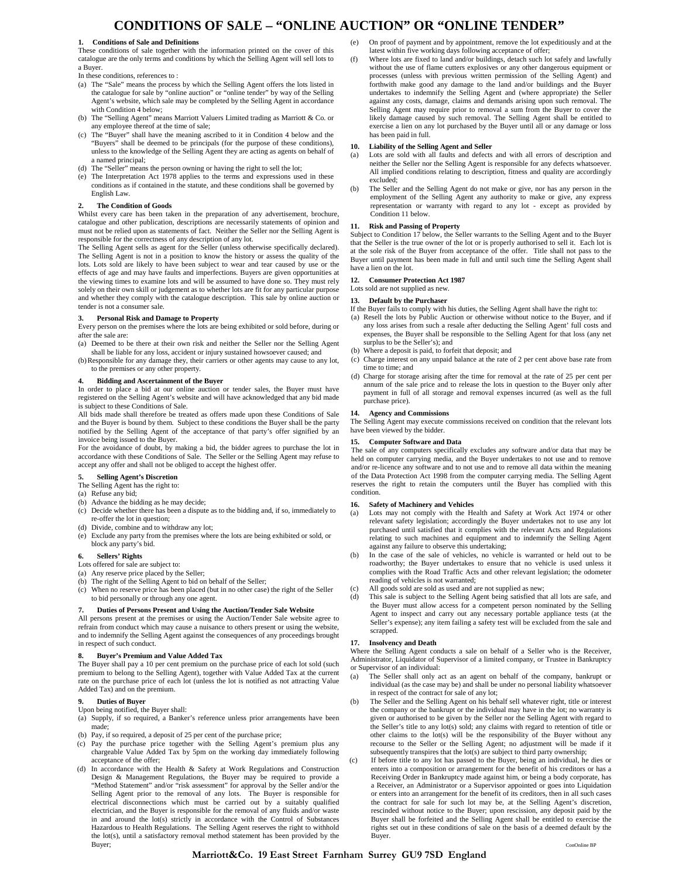# CONDITIONS OF SALE – "ONLINE AUCTION" OR "ONLINE TENDER"

### 1. Conditions of Sale and Definitions

These conditions of sale together with the information printed on the cover of this catalogue are the only terms and conditions by which the Selling Agent will sell lots to a Buyer.

In these conditions, references to :

(a) The "Sale" means the process by which the Selling Agent offers the lots listed in the catalogue for sale by "online auction" or "online tender" by way of the Selling Agent's website, which sale may be completed by the Selling Agent in accordance with Condition 4 below;
(b) The "Selling Agent" means Marriott Valuers Limited trading as Marriott & Co. or any employee thereof at the time of sale;
(c) The "Buyer" shall have the meaning ascribed to it in Condition 4 below and the "Buyers" shall be deemed to be principals (for the purpose of these conditions), unless to the knowledge of the Selling Agent they are acting as agents on behalf of a named principal;
(d) The "Seller" means the person owning or having the right to sell the lot;
(e) The Interpretation Act 1978 applies to the terms and expressions used in these conditions as if contained in the statute, and these conditions shall be governed by English Law.

### 2. The Condition of Goods

Whilst every care has been taken in the preparation of any advertisement, brochure, catalogue and other publication, descriptions are necessarily statements of opinion and must not be relied upon as statements of fact. Neither the Seller nor the Selling Agent is responsible for the correctness of any description of any lot.

The Selling Agent sells as agent for the Seller (unless otherwise specifically declared). The Selling Agent is not in a position to know the history or assess the quality of the lots. Lots sold are likely to have been subject to wear and tear caused by use or the effects of age and may have faults and imperfections. Buyers are given opportunities at the viewing times to examine lots and will be assumed to have done so. They must rely solely on their own skill or judgement as to whether lots are fit for any particular purpose and whether they comply with the catalogue description. This sale by online auction or tender is not a consumer sale.

### 3. Personal Risk and Damage to Property

Every person on the premises where the lots are being exhibited or sold before, during or after the sale are:

(a) Deemed to be there at their own risk and neither the Seller nor the Selling Agent shall be liable for any loss, accident or injury sustained howsoever caused; and
(b) Responsible for any damage they, their carriers or other agents may cause to any lot, to the premises or any other property.

### 4. Bidding and Ascertainment of the Buyer

In order to place a bid at our online auction or tender sales, the Buyer must have registered on the Selling Agent's website and will have acknowledged that any bid made is subject to these Conditions of Sale.

All bids made shall therefore be treated as offers made upon these Conditions of Sale and the Buyer is bound by them. Subject to these conditions the Buyer shall be the party notified by the Selling Agent of the acceptance of that party's offer signified by an invoice being issued to the Buyer.

For the avoidance of doubt, by making a bid, the bidder agrees to purchase the lot in accordance with these Conditions of Sale. The Seller or the Selling Agent may refuse to accept any offer and shall not be obliged to accept the highest offer.

### 5. Selling Agent's Discretion

The Selling Agent has the right to:

(a) Refuse any bid;
(b) Advance the bidding as he may decide;
(c) Decide whether there has been a dispute as to the bidding and, if so, immediately to re-offer the lot in question;
(d) Divide, combine and to withdraw any lot;
(e) Exclude any party from the premises where the lots are being exhibited or sold, or block any party's bid.

### 6. Sellers' Rights

Lots offered for sale are subject to:

(a) Any reserve price placed by the Seller;
(b) The right of the Selling Agent to bid on behalf of the Seller;
(c) When no reserve price has been placed (but in no other case) the right of the Seller to bid personally or through any one agent.

### 7. Duties of Persons Present and Using the Auction/Tender Sale Website

All persons present at the premises or using the Auction/Tender Sale website agree to refrain from conduct which may cause a nuisance to others present or using the website, and to indemnify the Selling Agent against the consequences of any proceedings brought in respect of such conduct.

### 8. Buyer's Premium and Value Added Tax

The Buyer shall pay a 10 per cent premium on the purchase price of each lot sold (such premium to belong to the Selling Agent), together with Value Added Tax at the current rate on the purchase price of each lot (unless the lot is notified as not attracting Value Added Tax) and on the premium.

### 9. Duties of Buyer

Upon being notified, the Buyer shall:

(a) Supply, if so required, a Banker's reference unless prior arrangements have been made;
(b) Pay, if so required, a deposit of 25 per cent of the purchase price;
(c) Pay the purchase price together with the Selling Agent's premium plus any chargeable Value Added Tax by 5pm on the working day immediately following acceptance of the offer;
(d) In accordance with the Health & Safety at Work Regulations and Construction Design & Management Regulations, the Buyer may be required to provide a "Method Statement" and/or "risk assessment" for approval by the Seller and/or the Selling Agent prior to the removal of any lots. The Buyer is responsible for electrical disconnections which must be carried out by a suitably qualified electrician, and the Buyer is responsible for the removal of any fluids and/or waste in and around the lot(s) strictly in accordance with the Control of Substances Hazardous to Health Regulations. The Selling Agent reserves the right to withhold the lot(s), until a satisfactory removal method statement has been provided by the Buyer;
(e) On proof of payment and by appointment, remove the lot expeditiously and at the latest within five working days following acceptance of offer;
(f) Where lots are fixed to land and/or buildings, detach such lot safely and lawfully without the use of flame cutters explosives or any other dangerous equipment or processes (unless with previous written permission of the Selling Agent) and forthwith make good any damage to the land and/or buildings and the Buyer undertakes to indemnify the Selling Agent and (where appropriate) the Seller against any costs, damage, claims and demands arising upon such removal. The Selling Agent may require prior to removal a sum from the Buyer to cover the likely damage caused by such removal. The Selling Agent shall be entitled to exercise a lien on any lot purchased by the Buyer until all or any damage or loss has been paid in full.

### 10. Liability of the Selling Agent and Seller

(a) Lots are sold with all faults and defects and with all errors of description and neither the Seller nor the Selling Agent is responsible for any defects whatsoever. All implied conditions relating to description, fitness and quality are accordingly excluded;
(b) The Seller and the Selling Agent do not make or give, nor has any person in the employment of the Selling Agent any authority to make or give, any express representation or warranty with regard to any lot - except as provided by Condition 11 below.

### 11. Risk and Passing of Property

Subject to Condition 17 below, the Seller warrants to the Selling Agent and to the Buyer that the Seller is the true owner of the lot or is properly authorised to sell it. Each lot is at the sole risk of the Buyer from acceptance of the offer. Title shall not pass to the Buyer until payment has been made in full and until such time the Selling Agent shall have a lien on the lot.

### 12. Consumer Protection Act 1987

Lots sold are not supplied as new.

### 13. Default by the Purchaser

If the Buyer fails to comply with his duties, the Selling Agent shall have the right to:

(a) Resell the lots by Public Auction or otherwise without notice to the Buyer, and if any loss arises from such a resale after deducting the Selling Agent' full costs and expenses, the Buyer shall be responsible to the Selling Agent for that loss (any net surplus to be the Seller's); and
(b) Where a deposit is paid, to forfeit that deposit; and
(c) Charge interest on any unpaid balance at the rate of 2 per cent above base rate from time to time; and
(d) Charge for storage arising after the time for removal at the rate of 25 per cent per annum of the sale price and to release the lots in question to the Buyer only after payment in full of all storage and removal expenses incurred (as well as the full purchase price).

### 14. Agency and Commissions

The Selling Agent may execute commissions received on condition that the relevant lots have been viewed by the bidder.

### 15. Computer Software and Data

The sale of any computers specifically excludes any software and/or data that may be held on computer carrying media, and the Buyer undertakes to not use and to remove and/or re-licence any software and to not use and to remove all data within the meaning of the Data Protection Act 1998 from the computer carrying media. The Selling Agent reserves the right to retain the computers until the Buyer has complied with this condition.

### 16. Safety of Machinery and Vehicles

(a) Lots may not comply with the Health and Safety at Work Act 1974 or other relevant safety legislation; accordingly the Buyer undertakes not to use any lot purchased until satisfied that it complies with the relevant Acts and Regulations relating to such machines and equipment and to indemnify the Selling Agent against any failure to observe this undertaking;
(b) In the case of the sale of vehicles, no vehicle is warranted or held out to be roadworthy; the Buyer undertakes to ensure that no vehicle is used unless it complies with the Road Traffic Acts and other relevant legislation; the odometer reading of vehicles is not warranted;
(c) All goods sold are sold as used and are not supplied as new;
(d) This sale is subject to the Selling Agent being satisfied that all lots are safe, and the Buyer must allow access for a competent person nominated by the Selling Agent to inspect and carry out any necessary portable appliance tests (at the Seller's expense); any item failing a safety test will be excluded from the sale and scrapped.

### 17. Insolvency and Death

Where the Selling Agent conducts a sale on behalf of a Seller who is the Receiver, Administrator, Liquidator of Supervisor of a limited company, or Trustee in Bankruptcy or Supervisor of an individual:

(a) The Seller shall only act as an agent on behalf of the company, bankrupt or individual (as the case may be) and shall be under no personal liability whatsoever in respect of the contract for sale of any lot;
(b) The Seller and the Selling Agent on his behalf sell whatever right, title or interest the company or the bankrupt or the individual may have in the lot; no warranty is given or authorised to be given by the Seller nor the Selling Agent with regard to the Seller's title to any lot(s) sold; any claims with regard to retention of title or other claims to the lot(s) will be the responsibility of the Buyer without any recourse to the Seller or the Selling Agent; no adjustment will be made if it subsequently transpires that the lot(s) are subject to third party ownership;
(c) If before title to any lot has passed to the Buyer, being an individual, he dies or enters into a composition or arrangement for the benefit of his creditors or has a Receiving Order in Bankruptcy made against him, or being a body corporate, has a Receiver, an Administrator or a Supervisor appointed or goes into Liquidation or enters into an arrangement for the benefit of its creditors, then in all such cases the contract for sale for such lot may be, at the Selling Agent's discretion, rescinded without notice to the Buyer; upon rescission, any deposit paid by the Buyer shall be forfeited and the Selling Agent shall be entitled to exercise the rights set out in these conditions of sale on the basis of a deemed default by the Buyer.

ConOnline BP

**Marriott&Co. 19 East Street Farnham Surrey GU9 7SD England**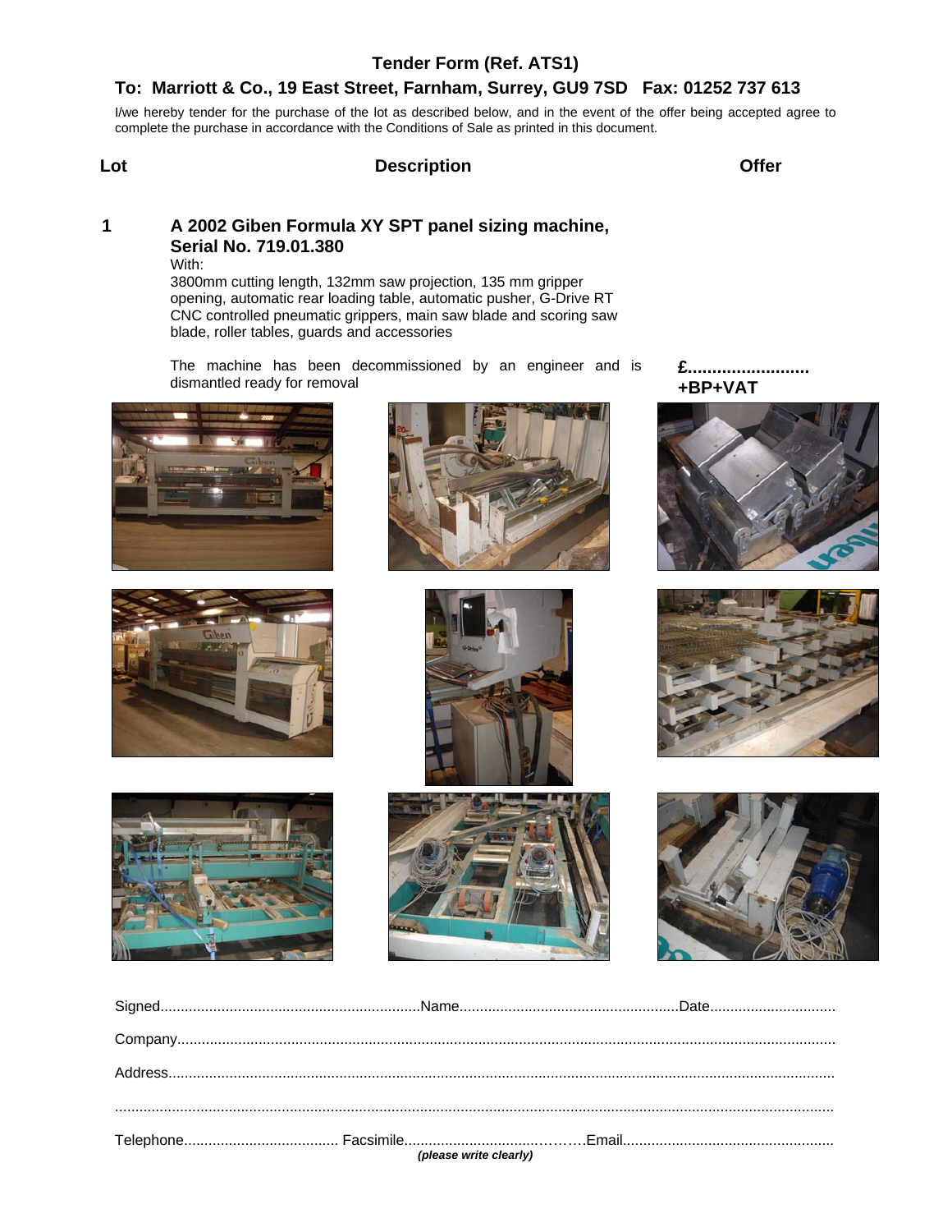# Tender Form (Ref. ATS1)

## To: Marriott & Co., 19 East Street, Farnham, Surrey, GU9 7SD Fax: 01252 737 613

I/we hereby tender for the purchase of the lot as described below, and in the event of the offer being accepted agree to complete the purchase in accordance with the Conditions of Sale as printed in this document.

| Lot | Description | Offer |
|---|---|---|
| 1 | **A 2002 Giben Formula XY SPT panel sizing machine, Serial No. 719.01.380**<br>With:<br>3800mm cutting length, 132mm saw projection, 135 mm gripper opening, automatic rear loading table, automatic pusher, G-Drive RT CNC controlled pneumatic grippers, main saw blade and scoring saw blade, roller tables, guards and accessories<br><br>The machine has been decommissioned by an engineer and is dismantled ready for removal | **£........................ +BP+VAT** |

Signed................................................................Name......................................................Date...............................

Company..................................................................................................................................................

Address....................................................................................................................................................

..................................................................................................................................................................

Telephone...................................... Facsimile.................................………Email....................................................

*(please write clearly)*